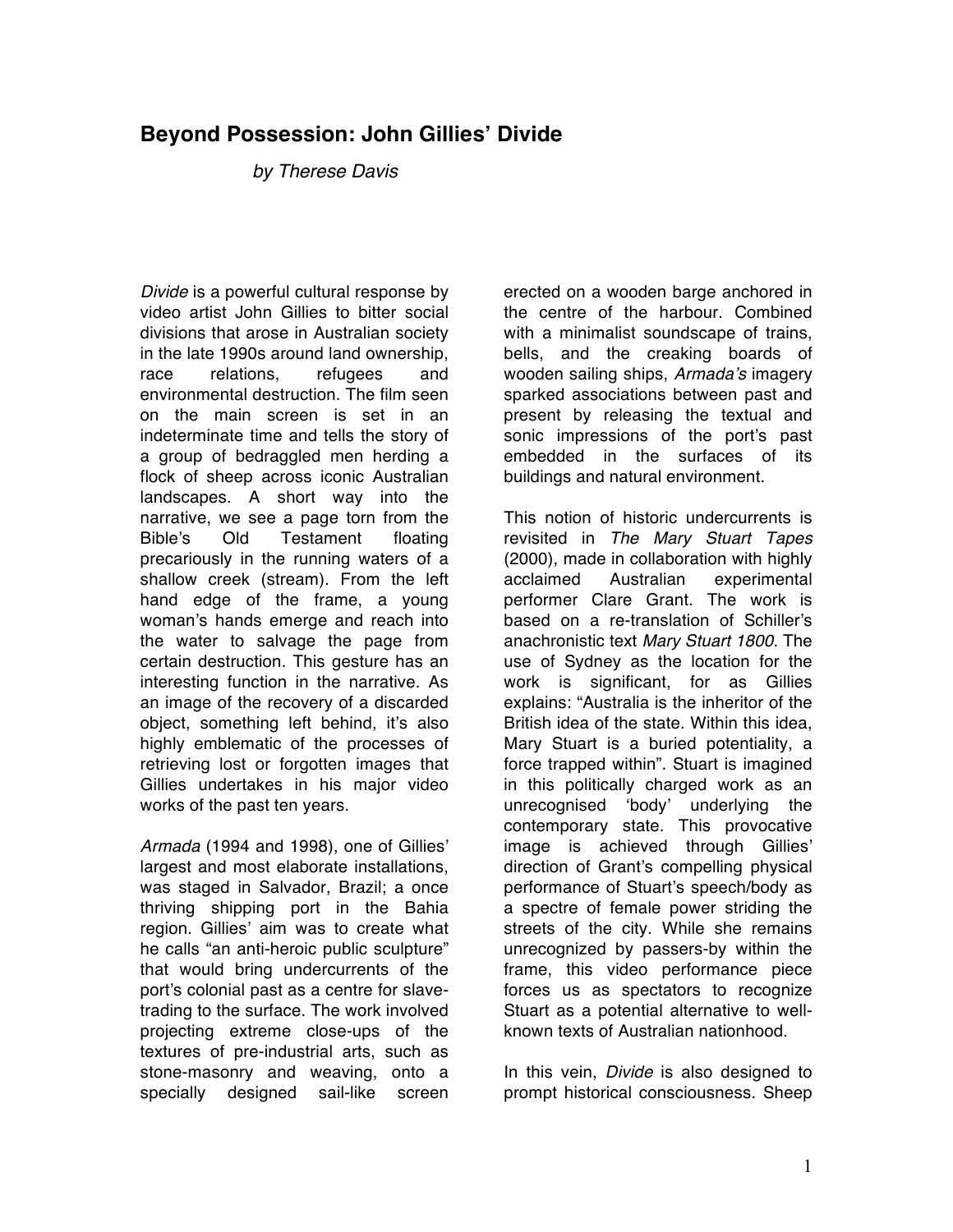# Beyond Possession: John Gillies' Divide

*by Therese Davis*

*Divide* is a powerful cultural response by video artist John Gillies to bitter social divisions that arose in Australian society in the late 1990s around land ownership, race relations, refugees and environmental destruction. The film seen on the main screen is set in an indeterminate time and tells the story of a group of bedraggled men herding a flock of sheep across iconic Australian landscapes. A short way into the narrative, we see a page torn from the Bible's Old Testament floating precariously in the running waters of a shallow creek (stream). From the left hand edge of the frame, a young woman's hands emerge and reach into the water to salvage the page from certain destruction. This gesture has an interesting function in the narrative. As an image of the recovery of a discarded object, something left behind, it's also highly emblematic of the processes of retrieving lost or forgotten images that Gillies undertakes in his major video works of the past ten years.

*Armada* (1994 and 1998), one of Gillies' largest and most elaborate installations, was staged in Salvador, Brazil; a once thriving shipping port in the Bahia region. Gillies' aim was to create what he calls "an anti-heroic public sculpture" that would bring undercurrents of the port's colonial past as a centre for slave-trading to the surface. The work involved projecting extreme close-ups of the textures of pre-industrial arts, such as stone-masonry and weaving, onto a specially designed sail-like screen erected on a wooden barge anchored in the centre of the harbour. Combined with a minimalist soundscape of trains, bells, and the creaking boards of wooden sailing ships, *Armada's* imagery sparked associations between past and present by releasing the textual and sonic impressions of the port's past embedded in the surfaces of its buildings and natural environment.

This notion of historic undercurrents is revisited in *The Mary Stuart Tapes* (2000), made in collaboration with highly acclaimed Australian experimental performer Clare Grant. The work is based on a re-translation of Schiller's anachronistic text *Mary Stuart 1800*. The use of Sydney as the location for the work is significant, for as Gillies explains: "Australia is the inheritor of the British idea of the state. Within this idea, Mary Stuart is a buried potentiality, a force trapped within". Stuart is imagined in this politically charged work as an unrecognised 'body' underlying the contemporary state. This provocative image is achieved through Gillies' direction of Grant's compelling physical performance of Stuart's speech/body as a spectre of female power striding the streets of the city. While she remains unrecognized by passers-by within the frame, this video performance piece forces us as spectators to recognize Stuart as a potential alternative to well-known texts of Australian nationhood.

In this vein, *Divide* is also designed to prompt historical consciousness. Sheep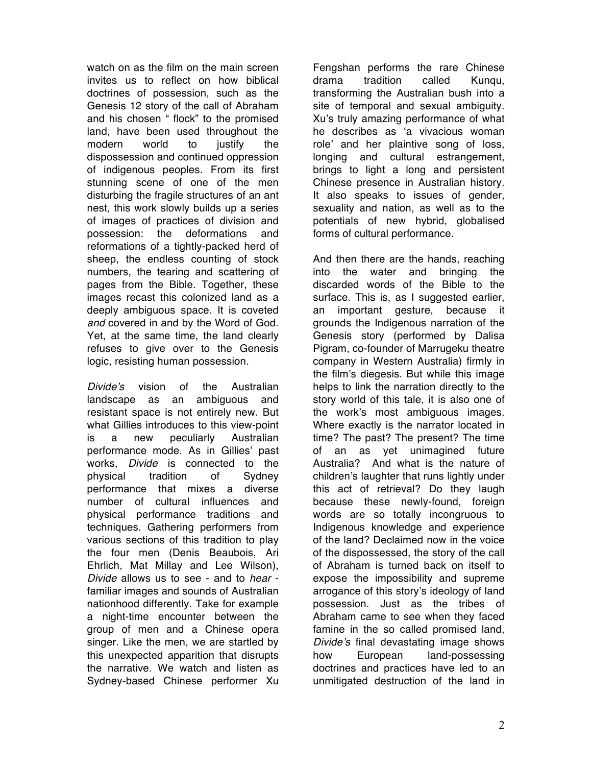watch on as the film on the main screen invites us to reflect on how biblical doctrines of possession, such as the Genesis 12 story of the call of Abraham and his chosen " flock" to the promised land, have been used throughout the modern world to justify the dispossession and continued oppression of indigenous peoples. From its first stunning scene of one of the men disturbing the fragile structures of an ant nest, this work slowly builds up a series of images of practices of division and possession: the deformations and reformations of a tightly-packed herd of sheep, the endless counting of stock numbers, the tearing and scattering of pages from the Bible. Together, these images recast this colonized land as a deeply ambiguous space. It is coveted *and* covered in and by the Word of God. Yet, at the same time, the land clearly refuses to give over to the Genesis logic, resisting human possession.

*Divide's* vision of the Australian landscape as an ambiguous and resistant space is not entirely new. But what Gillies introduces to this view-point is a new peculiarly Australian performance mode. As in Gillies' past works, *Divide* is connected to the physical tradition of Sydney performance that mixes a diverse number of cultural influences and physical performance traditions and techniques. Gathering performers from various sections of this tradition to play the four men (Denis Beaubois, Ari Ehrlich, Mat Millay and Lee Wilson), *Divide* allows us to see - and to *hear* - familiar images and sounds of Australian nationhood differently. Take for example a night-time encounter between the group of men and a Chinese opera singer. Like the men, we are startled by this unexpected apparition that disrupts the narrative. We watch and listen as Sydney-based Chinese performer Xu Fengshan performs the rare Chinese drama tradition called Kunqu, transforming the Australian bush into a site of temporal and sexual ambiguity. Xu's truly amazing performance of what he describes as 'a vivacious woman role' and her plaintive song of loss, longing and cultural estrangement, brings to light a long and persistent Chinese presence in Australian history. It also speaks to issues of gender, sexuality and nation, as well as to the potentials of new hybrid, globalised forms of cultural performance.

And then there are the hands, reaching into the water and bringing the discarded words of the Bible to the surface. This is, as I suggested earlier, an important gesture, because it grounds the Indigenous narration of the Genesis story (performed by Dalisa Pigram, co-founder of Marrugeku theatre company in Western Australia) firmly in the film's diegesis. But while this image helps to link the narration directly to the story world of this tale, it is also one of the work's most ambiguous images. Where exactly is the narrator located in time? The past? The present? The time of an as yet unimagined future Australia? And what is the nature of children's laughter that runs lightly under this act of retrieval? Do they laugh because these newly-found, foreign words are so totally incongruous to Indigenous knowledge and experience of the land? Declaimed now in the voice of the dispossessed, the story of the call of Abraham is turned back on itself to expose the impossibility and supreme arrogance of this story's ideology of land possession. Just as the tribes of Abraham came to see when they faced famine in the so called promised land, *Divide's* final devastating image shows how European land-possessing doctrines and practices have led to an unmitigated destruction of the land in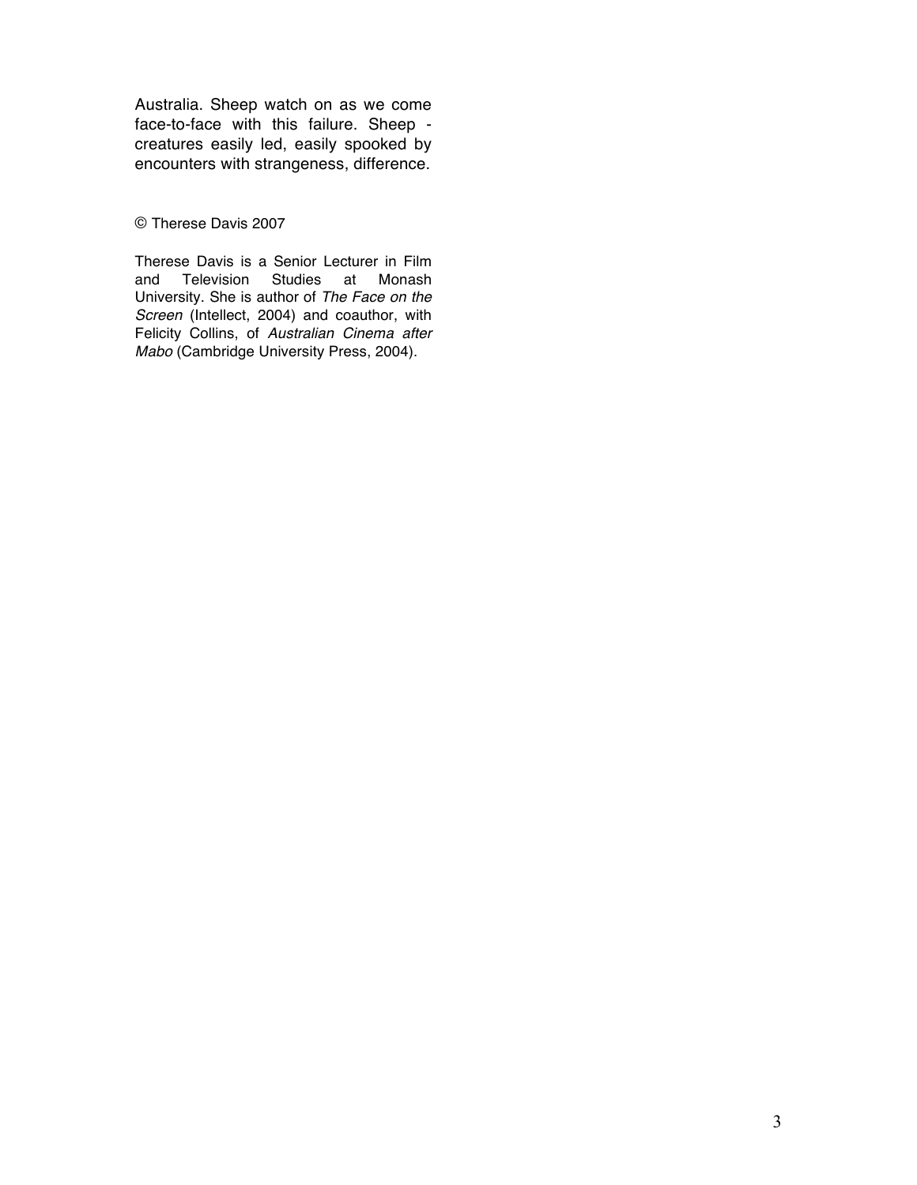Australia. Sheep watch on as we come face-to-face with this failure. Sheep - creatures easily led, easily spooked by encounters with strangeness, difference.

© Therese Davis 2007

Therese Davis is a Senior Lecturer in Film and Television Studies at Monash University. She is author of *The Face on the Screen* (Intellect, 2004) and coauthor, with Felicity Collins, of *Australian Cinema after Mabo* (Cambridge University Press, 2004).